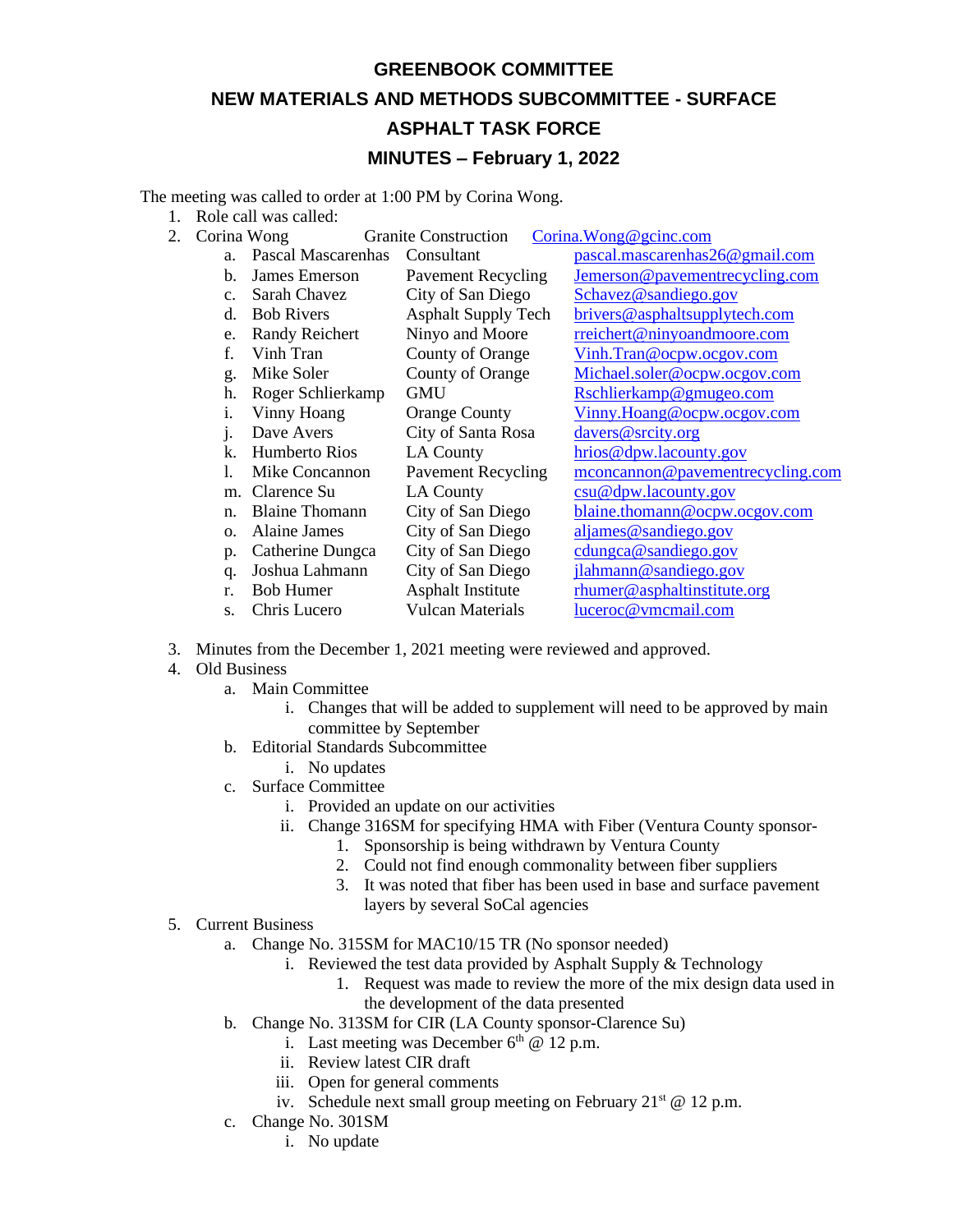# GREENBOOK COMMITTEE

## NEW MATERIALS AND METHODS SUBCOMMITTEE - SURFACE

## ASPHALT TASK FORCE

## MINUTES – February 1, 2022

The meeting was called to order at 1:00 PM by Corina Wong.

1. Role call was called:
2. Corina Wong Granite Construction Corina.Wong@gcinc.com
    a. Pascal Mascarenhas Consultant pascal.mascarenhas26@gmail.com
    b. James Emerson Pavement Recycling Jemerson@pavementrecycling.com
    c. Sarah Chavez City of San Diego Schavez@sandiego.gov
    d. Bob Rivers Asphalt Supply Tech brivers@asphaltsupplytech.com
    e. Randy Reichert Ninyo and Moore rreichert@ninyoandmoore.com
    f. Vinh Tran County of Orange Vinh.Tran@ocpw.ocgov.com
    g. Mike Soler County of Orange Michael.soler@ocpw.ocgov.com
    h. Roger Schlierkamp GMU Rschlierkamp@gmugeo.com
    i. Vinny Hoang Orange County Vinny.Hoang@ocpw.ocgov.com
    j. Dave Avers City of Santa Rosa davers@srcity.org
    k. Humberto Rios LA County hrios@dpw.lacounty.gov
    l. Mike Concannon Pavement Recycling mconcannon@pavementrecycling.com
    m. Clarence Su LA County csu@dpw.lacounty.gov
    n. Blaine Thomann City of San Diego blaine.thomann@ocpw.ocgov.com
    o. Alaine James City of San Diego aljames@sandiego.gov
    p. Catherine Dungca City of San Diego cdungca@sandiego.gov
    q. Joshua Lahmann City of San Diego jlahmann@sandiego.gov
    r. Bob Humer Asphalt Institute rhumer@asphaltinstitute.org
    s. Chris Lucero Vulcan Materials luceroc@vmcmail.com
3. Minutes from the December 1, 2021 meeting were reviewed and approved.
4. Old Business
    a. Main Committee
        i. Changes that will be added to supplement will need to be approved by main committee by September
    b. Editorial Standards Subcommittee
        i. No updates
    c. Surface Committee
        i. Provided an update on our activities
        ii. Change 316SM for specifying HMA with Fiber (Ventura County sponsor-
            1. Sponsorship is being withdrawn by Ventura County
            2. Could not find enough commonality between fiber suppliers
            3. It was noted that fiber has been used in base and surface pavement layers by several SoCal agencies
5. Current Business
    a. Change No. 315SM for MAC10/15 TR (No sponsor needed)
        i. Reviewed the test data provided by Asphalt Supply & Technology
            1. Request was made to review the more of the mix design data used in the development of the data presented
    b. Change No. 313SM for CIR (LA County sponsor-Clarence Su)
        i. Last meeting was December 6th @ 12 p.m.
        ii. Review latest CIR draft
        iii. Open for general comments
        iv. Schedule next small group meeting on February 21st @ 12 p.m.
    c. Change No. 301SM
        i. No update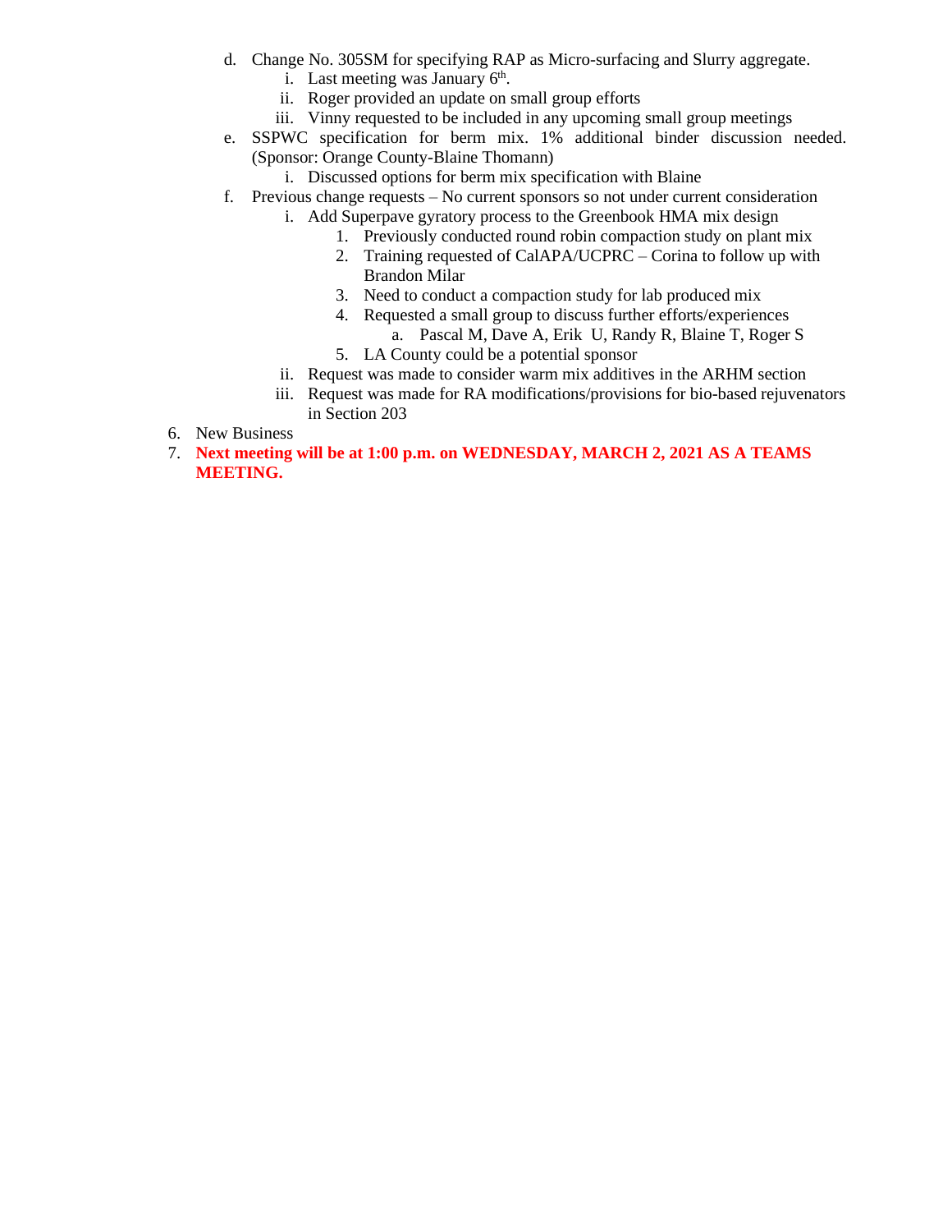d. Change No. 305SM for specifying RAP as Micro-surfacing and Slurry aggregate.
      i. Last meeting was January 6th.
      ii. Roger provided an update on small group efforts
      iii. Vinny requested to be included in any upcoming small group meetings
   e. SSPWC specification for berm mix. 1% additional binder discussion needed. (Sponsor: Orange County-Blaine Thomann)
      i. Discussed options for berm mix specification with Blaine
   f. Previous change requests – No current sponsors so not under current consideration
      i. Add Superpave gyratory process to the Greenbook HMA mix design
         1. Previously conducted round robin compaction study on plant mix
         2. Training requested of CalAPA/UCPRC – Corina to follow up with Brandon Milar
         3. Need to conduct a compaction study for lab produced mix
         4. Requested a small group to discuss further efforts/experiences
            a. Pascal M, Dave A, Erik U, Randy R, Blaine T, Roger S
         5. LA County could be a potential sponsor
      ii. Request was made to consider warm mix additives in the ARHM section
      iii. Request was made for RA modifications/provisions for bio-based rejuvenators in Section 203

6. New Business
7. **Next meeting will be at 1:00 p.m. on WEDNESDAY, MARCH 2, 2021 AS A TEAMS MEETING.**